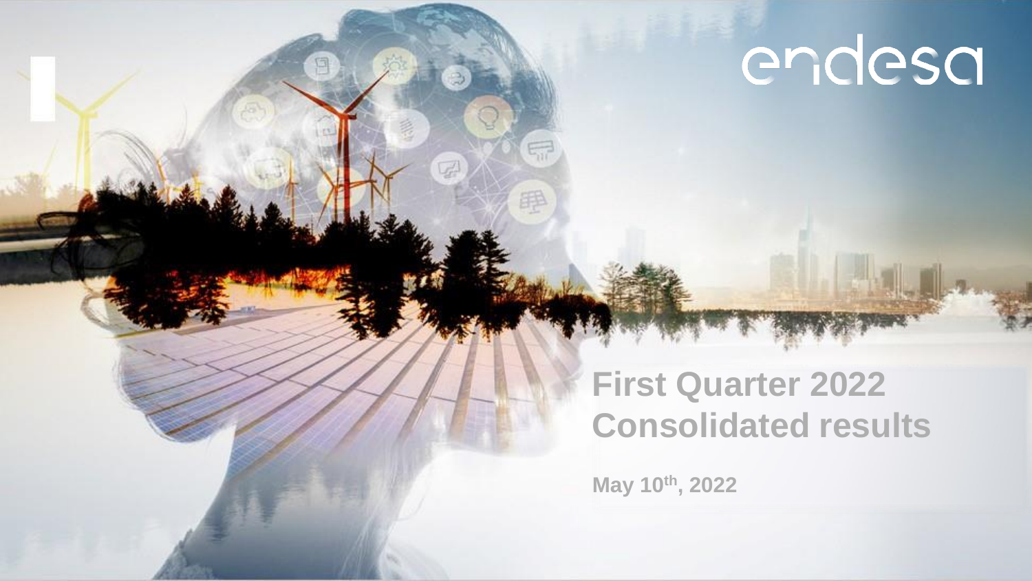endesa

# First Quarter 2022 Consolidated results

**May 10th, 2022**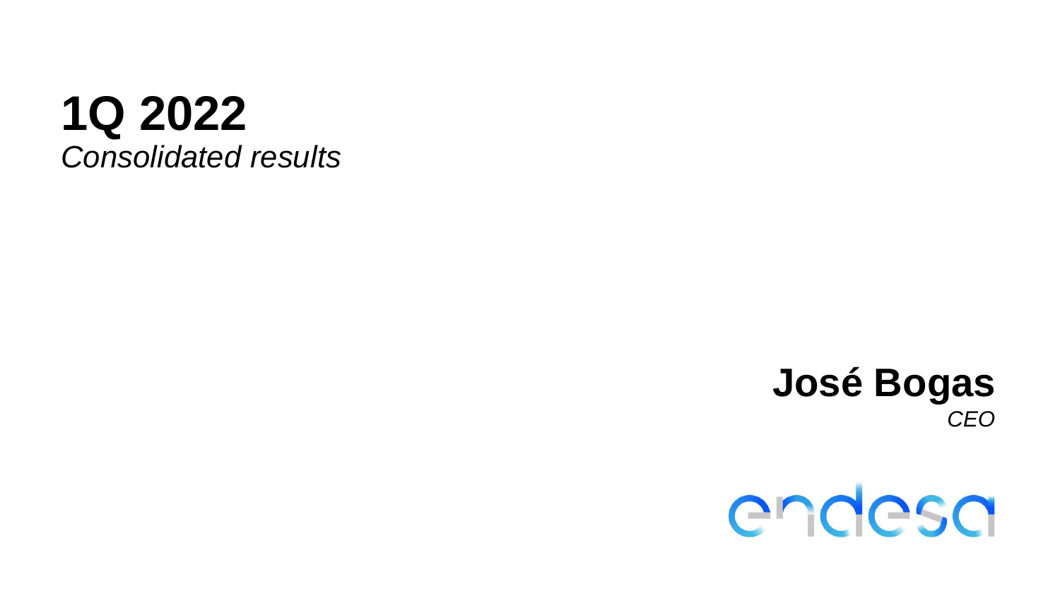# 1Q 2022

*Consolidated results*

**José Bogas**

*CEO*

endesa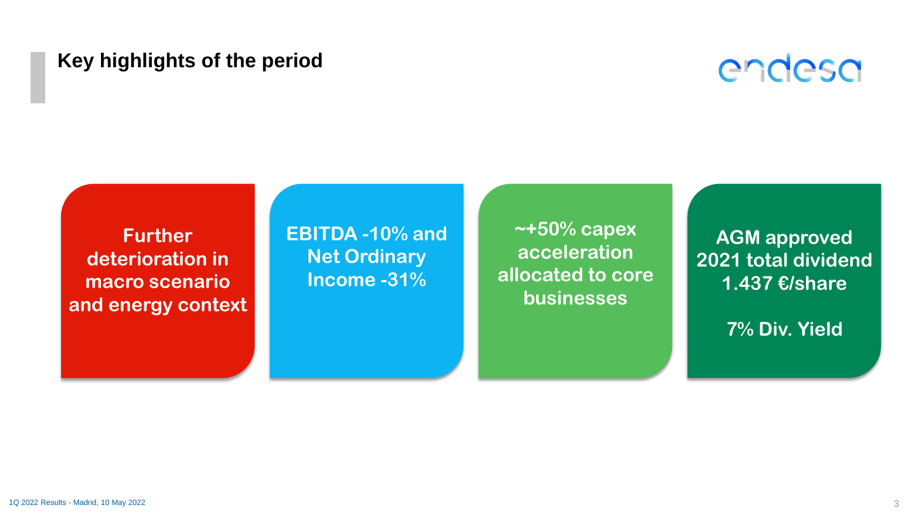# Key highlights of the period

**Further deterioration in macro scenario and energy context**

**EBITDA -10% and Net Ordinary Income -31%**

**~+50% capex acceleration allocated to core businesses**

**AGM approved 2021 total dividend 1.437 €/share**

**7% Div. Yield**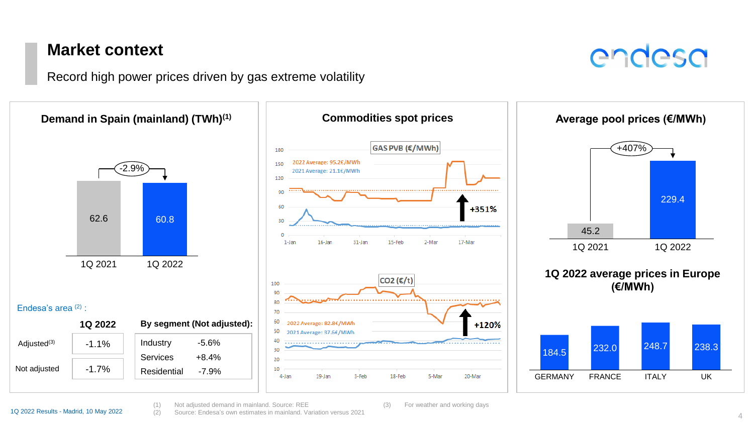# Market context

Record high power prices driven by gas extreme volatility

## Demand in Spain (mainland) (TWh)[1]

| 1Q 2021 | 1Q 2022 |
| --- | --- |
| 62.6 | 60.8 |

-2.9%

Endesa's area [2] :

| | 1Q 2022 |
| --- | --- |
| Adjusted[3] | -1.1% |
| Not adjusted | -1.7% |

**By segment (Not adjusted):**

| Segment | Variation |
| --- | --- |
| Industry | -5.6% |
| Services | +8.4% |
| Residential | -7.9% |

## Commodities spot prices

**GAS PVB (€/MWh)**

2022 Average: 95.2€/MWh

2021 Average: 21.1€/MWh

+351%

**CO2 (€/t)**

2022 Average: 82.8€/MWh

2021 Average: 37.6€/MWh

+120%

## Average pool prices (€/MWh)

| 1Q 2021 | 1Q 2022 |
| --- | --- |
| 45.2 | 229.4 |

+407%

## 1Q 2022 average prices in Europe (€/MWh)

| GERMANY | FRANCE | ITALY | UK |
| --- | --- | --- | --- |
| 184.5 | 232.0 | 248.7 | 238.3 |

(1) Not adjusted demand in mainland. Source: REE

(2) Source: Endesa's own estimates in mainland. Variation versus 2021

(3) For weather and working days

1Q 2022 Results - Madrid, 10 May 2022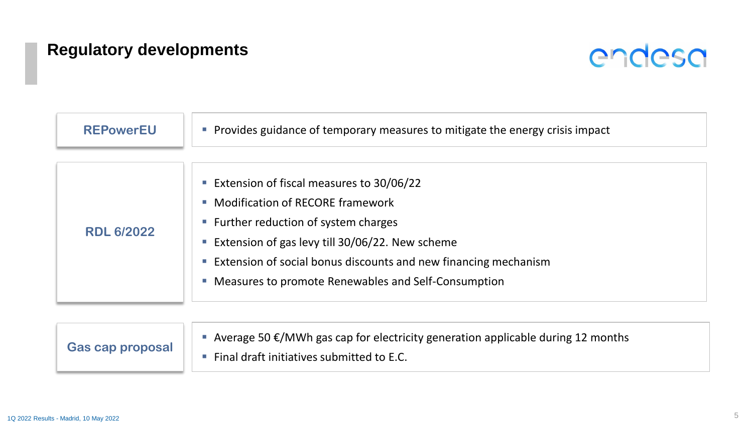# Regulatory developments

| | |
|---|---|
| **REPowerEU** | ▪ Provides guidance of temporary measures to mitigate the energy crisis impact |
| **RDL 6/2022** | ▪ Extension of fiscal measures to 30/06/22<br>▪ Modification of RECORE framework<br>▪ Further reduction of system charges<br>▪ Extension of gas levy till 30/06/22. New scheme<br>▪ Extension of social bonus discounts and new financing mechanism<br>▪ Measures to promote Renewables and Self-Consumption |
| **Gas cap proposal** | ▪ Average 50 €/MWh gas cap for electricity generation applicable during 12 months<br>▪ Final draft initiatives submitted to E.C. |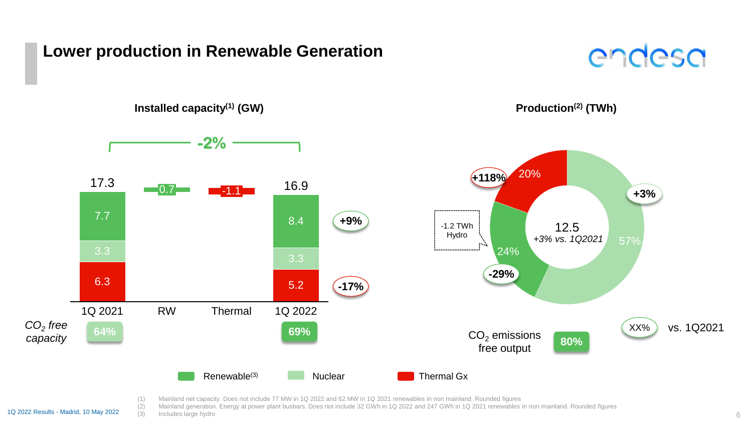# Lower production in Renewable Generation

## Installed capacity[1] (GW)

| | 1Q 2021 | RW | Thermal | 1Q 2022 | Change |
|---|---|---|---|---|---|
| Renewable[3] | 7.7 | 0.7 | | 8.4 | +9% |
| Nuclear | 3.3 | | | 3.3 | |
| Thermal Gx | 6.3 | | -1.1 | 5.2 | -17% |
| Total | 17.3 | | | 16.9 | -2% |

| | 1Q 2021 | 1Q 2022 |
|---|---|---|
| $CO_2$ *free capacity* | 64% | 69% |

## Production[2] (TWh)

12.5
*+3% vs. 1Q2021*

| | Share | vs. 1Q2021 |
|---|---|---|
| Nuclear | 57% | +3% |
| Renewable[3] | 24% | -29% |
| Thermal Gx | 20% | +118% |

-1.2 TWh Hydro

$CO_2$ emissions free output: 80%

XX% vs. 1Q2021

Renewable[3] | Nuclear | Thermal Gx

(1) Mainland net capacity. Does not include 77 MW in 1Q 2022 and 62 MW in 1Q 2021 renewables in non mainland. Rounded figures
(2) Mainland generation. Energy at power plant busbars. Does not include 32 GWh in 1Q 2022 and 247 GWh in 1Q 2021 renewables in non mainland. Rounded figures
(3) Includes large hydro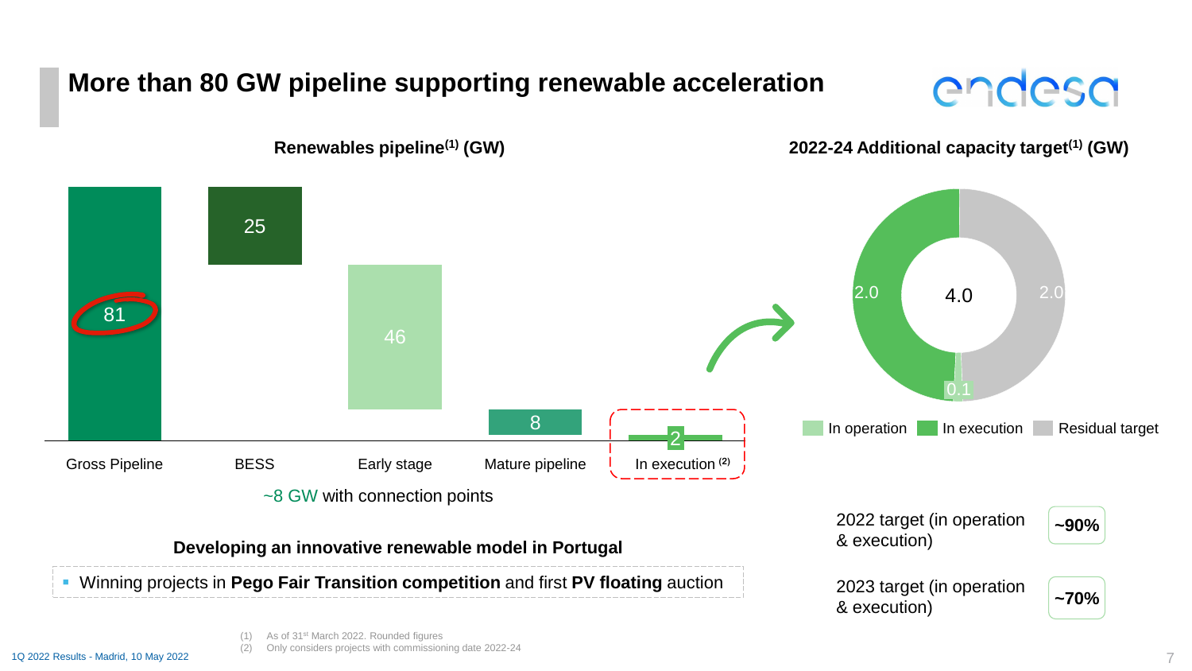# More than 80 GW pipeline supporting renewable acceleration

## Renewables pipeline[1] (GW)

| Gross Pipeline | BESS | Early stage | Mature pipeline | In execution [2] |
|---|---|---|---|---|
| 81 | 25 | 46 | 8 | 2 |

~8 GW with connection points

## 2022-24 Additional capacity target[1] (GW)

Total: 4.0

| In operation | In execution | Residual target |
|---|---|---|
| 0.1 | 2.0 | 2.0 |

| | |
|---|---|
| 2022 target (in operation & execution) | ~90% |
| 2023 target (in operation & execution) | ~70% |

### Developing an innovative renewable model in Portugal

- Winning projects in **Pego Fair Transition competition** and first **PV floating** auction

(1) As of 31st March 2022. Rounded figures

(2) Only considers projects with commissioning date 2022-24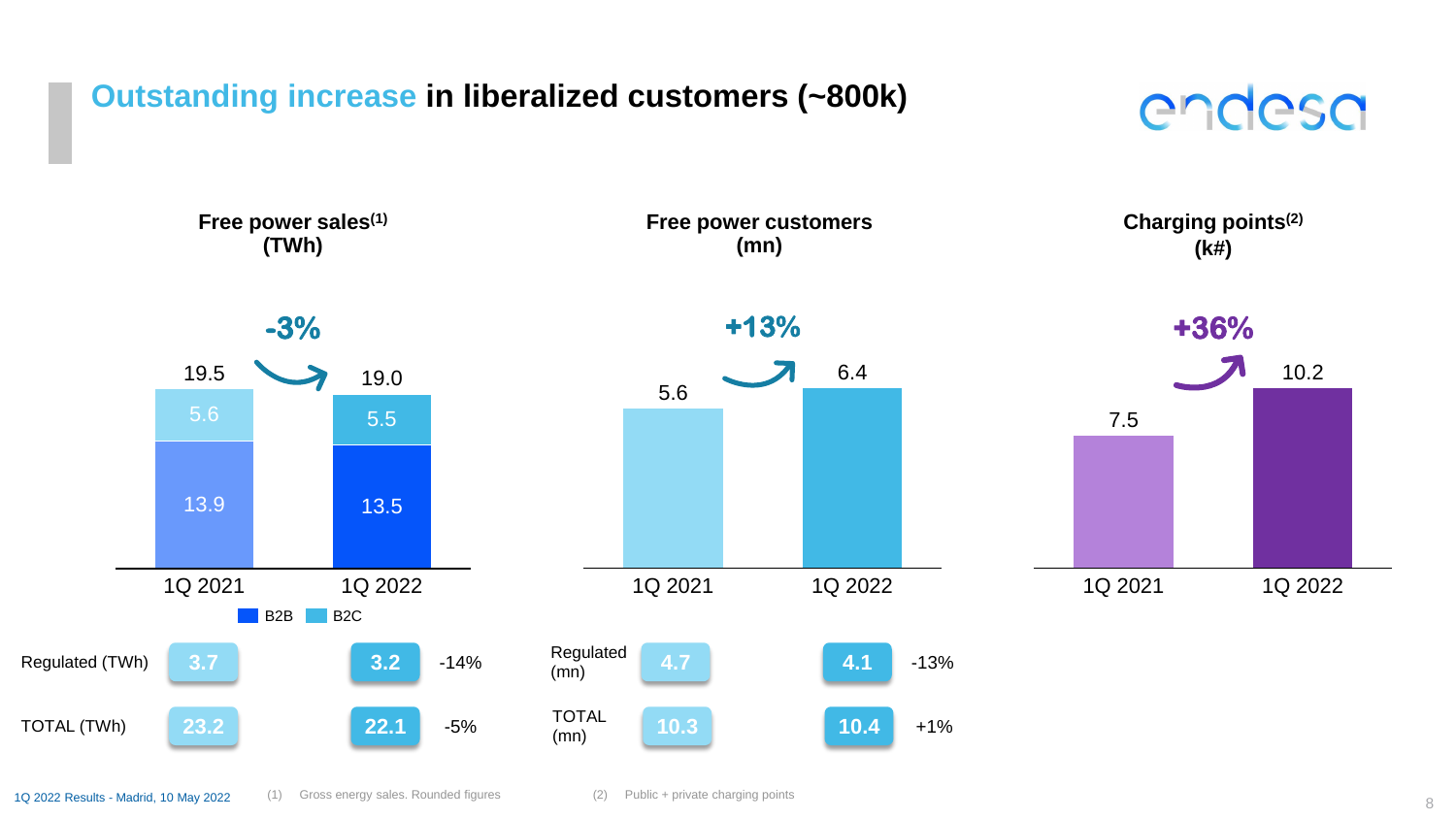# Outstanding increase in liberalized customers (~800k)

### Free power sales[1] (TWh)

| | 1Q 2021 | 1Q 2022 | Change |
|---|---|---|---|
| B2B | 13.9 | 13.5 | |
| B2C | 5.6 | 5.5 | |
| Total free power sales | 19.5 | 19.0 | -3% |
| Regulated (TWh) | 3.7 | 3.2 | -14% |
| TOTAL (TWh) | 23.2 | 22.1 | -5% |

### Free power customers (mn)

| | 1Q 2021 | 1Q 2022 | Change |
|---|---|---|---|
| Free power customers | 5.6 | 6.4 | +13% |
| Regulated (mn) | 4.7 | 4.1 | -13% |
| TOTAL (mn) | 10.3 | 10.4 | +1% |

### Charging points[2] (k#)

| | 1Q 2021 | 1Q 2022 | Change |
|---|---|---|---|
| Charging points | 7.5 | 10.2 | +36% |

(1) Gross energy sales. Rounded figures

(2) Public + private charging points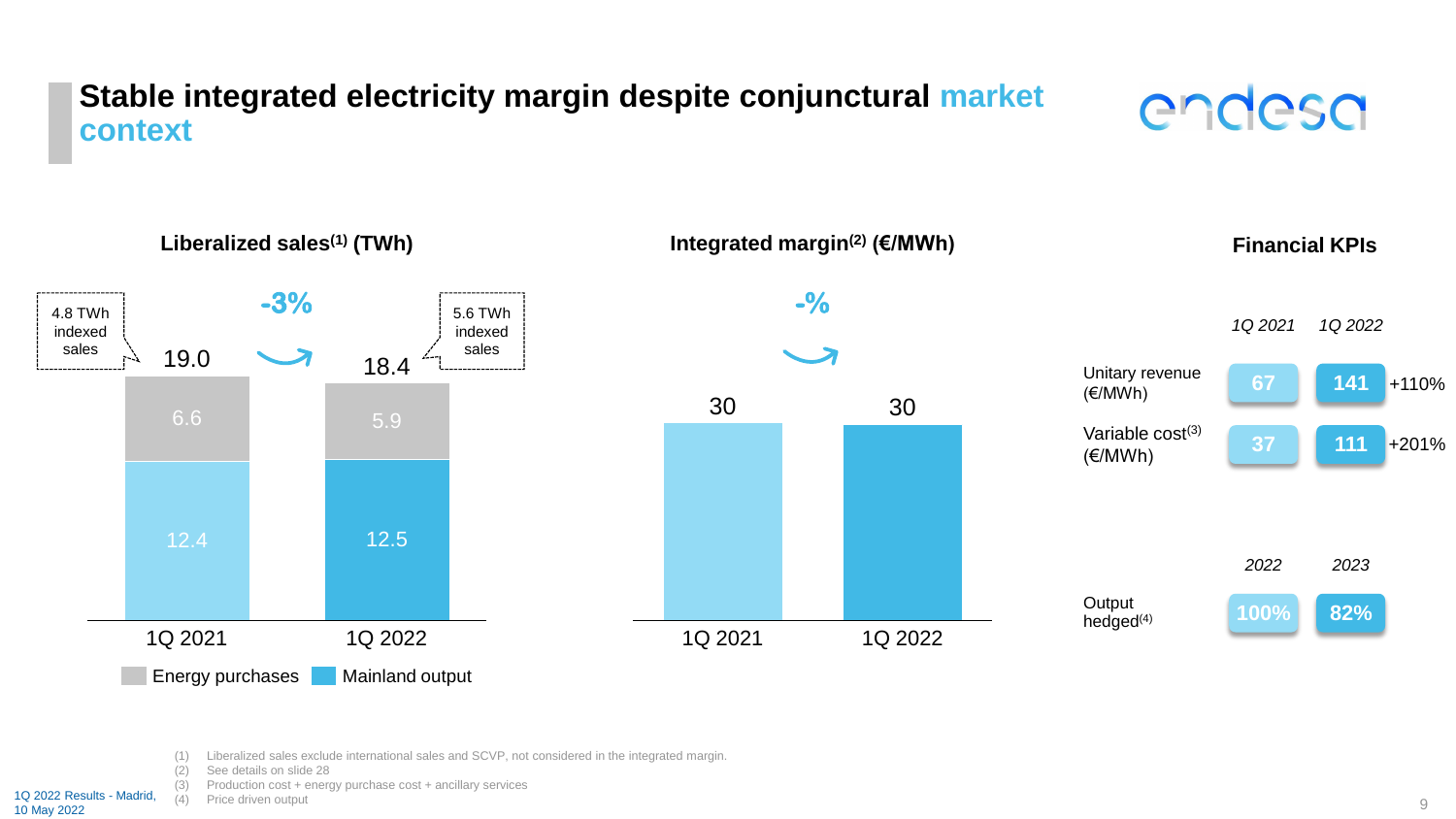# Stable integrated electricity margin despite conjunctural market context

## Liberalized sales[1] (TWh)

| | 1Q 2021 | 1Q 2022 |
|---|---|---|
| Energy purchases | 6.6 | 5.9 |
| Mainland output | 12.4 | 12.5 |
| Total | 19.0 | 18.4 |
| Indexed sales | 4.8 TWh | 5.6 TWh |

-3%

## Integrated margin[2] (€/MWh)

| 1Q 2021 | 1Q 2022 |
|---|---|
| 30 | 30 |

-%

## Financial KPIs

| | 1Q 2021 | 1Q 2022 | |
|---|---|---|---|
| Unitary revenue (€/MWh) | 67 | 141 | +110% |
| Variable cost[3] (€/MWh) | 37 | 111 | +201% |

| | 2022 | 2023 |
|---|---|---|
| Output hedged[4] | 100% | 82% |

(1) Liberalized sales exclude international sales and SCVP, not considered in the integrated margin.
(2) See details on slide 28
(3) Production cost + energy purchase cost + ancillary services
(4) Price driven output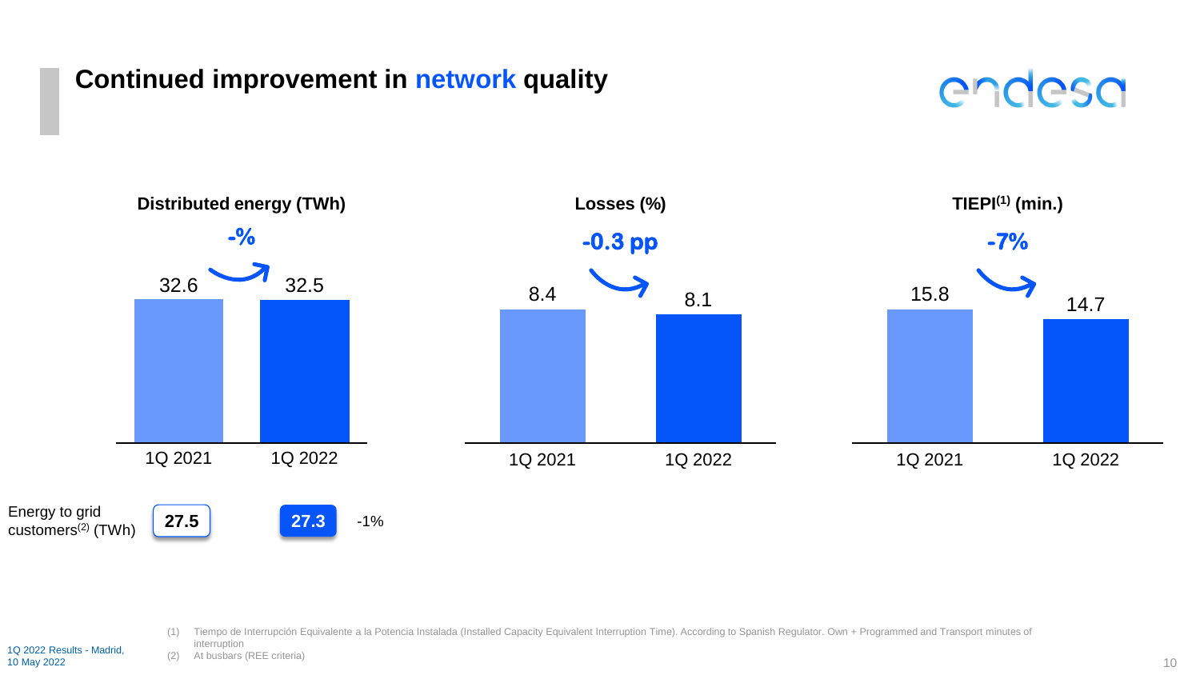# Continued improvement in network quality

### Distributed energy (TWh)

-%

| | 1Q 2021 | 1Q 2022 |
|---|---|---|
| Distributed energy (TWh) | 32.6 | 32.5 |

### Losses (%)

-0.3 pp

| | 1Q 2021 | 1Q 2022 |
|---|---|---|
| Losses (%) | 8.4 | 8.1 |

### TIEPI[1] (min.)

-7%

| | 1Q 2021 | 1Q 2022 |
|---|---|---|
| TIEPI (min.) | 15.8 | 14.7 |

| | 1Q 2021 | 1Q 2022 | |
|---|---|---|---|
| Energy to grid customers[2] (TWh) | 27.5 | 27.3 | -1% |

(1) Tiempo de Interrupción Equivalente a la Potencia Instalada (Installed Capacity Equivalent Interruption Time). According to Spanish Regulator. Own + Programmed and Transport minutes of interruption

(2) At busbars (REE criteria)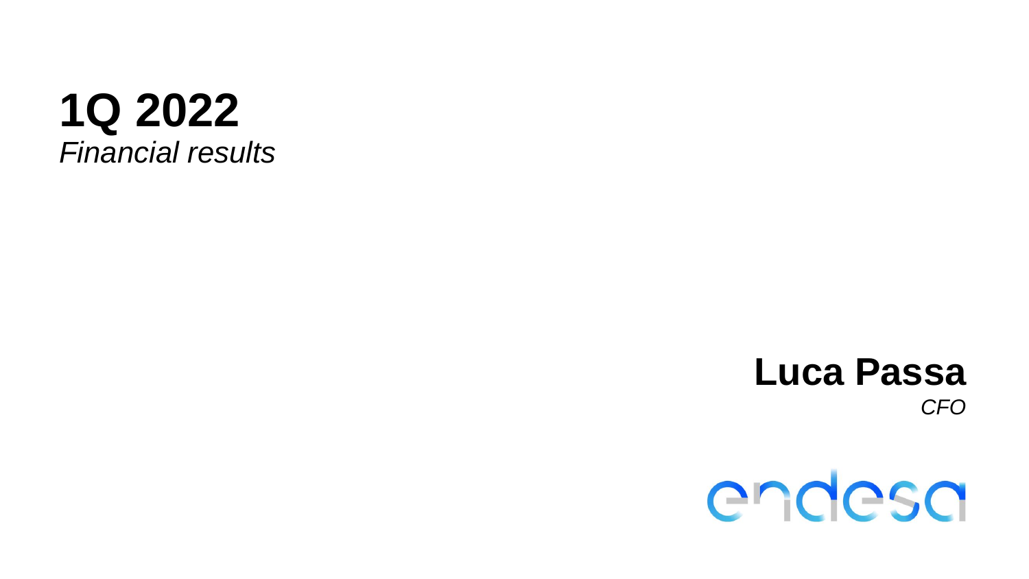# 1Q 2022

*Financial results*

**Luca Passa**

*CFO*

endesa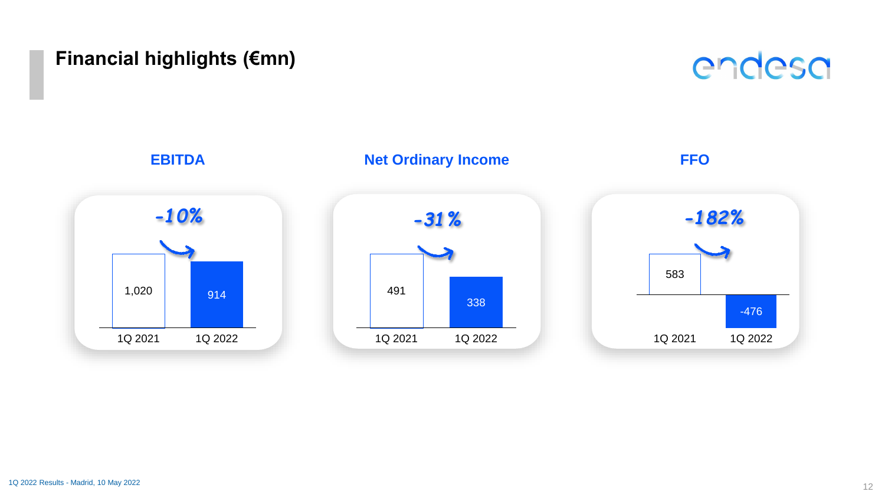# Financial highlights (€mn)

### EBITDA

**-10%**

| | 1Q 2021 | 1Q 2022 |
|---|---|---|
| EBITDA | 1,020 | 914 |

### Net Ordinary Income

**-31%**

| | 1Q 2021 | 1Q 2022 |
|---|---|---|
| Net Ordinary Income | 491 | 338 |

### FFO

**-182%**

| | 1Q 2021 | 1Q 2022 |
|---|---|---|
| FFO | 583 | -476 |

1Q 2022 Results - Madrid, 10 May 2022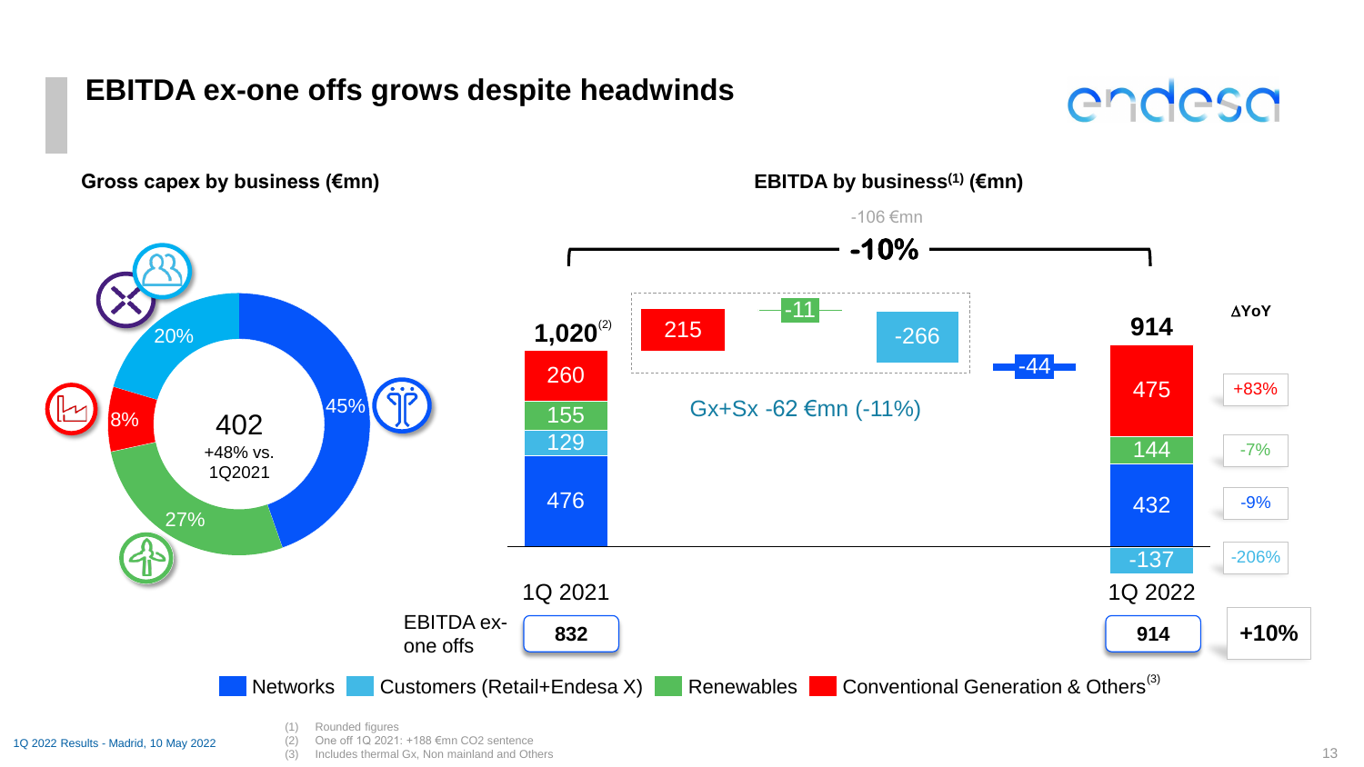# EBITDA ex-one offs grows despite headwinds

## Gross capex by business (€mn)

**402**
+48% vs. 1Q2021

| Business | Share |
|---|---|
| Networks | 45% |
| Renewables | 27% |
| Conventional Generation & Others | 8% |
| Customers (Retail+Endesa X) | 20% |

## EBITDA by business[1] (€mn)

-106 €mn
**-10%**

| | 1Q 2021 | Conventional Generation & Others | Renewables | Customers (Retail+Endesa X) | Networks | 1Q 2022 | ΔYoY |
|---|---|---|---|---|---|---|---|
| Conventional Generation & Others | 260 | 215 | | | | 475 | +83% |
| Renewables | 155 | | -11 | | | 144 | -7% |
| Customers (Retail+Endesa X) | 129 | | | -266 | | -137 | -206% |
| Networks | 476 | | | | -44 | 432 | -9% |
| **Total** | **1,020**[2] | | | | | **914** | |
| EBITDA ex-one offs | **832** | | | | | **914** | **+10%** |

Gx+Sx -62 €mn (-11%)

Networks | Customers (Retail+Endesa X) | Renewables | Conventional Generation & Others[3]

(1) Rounded figures
(2) One off 1Q 2021: +188 €mn CO2 sentence
(3) Includes thermal Gx, Non mainland and Others

1Q 2022 Results - Madrid, 10 May 2022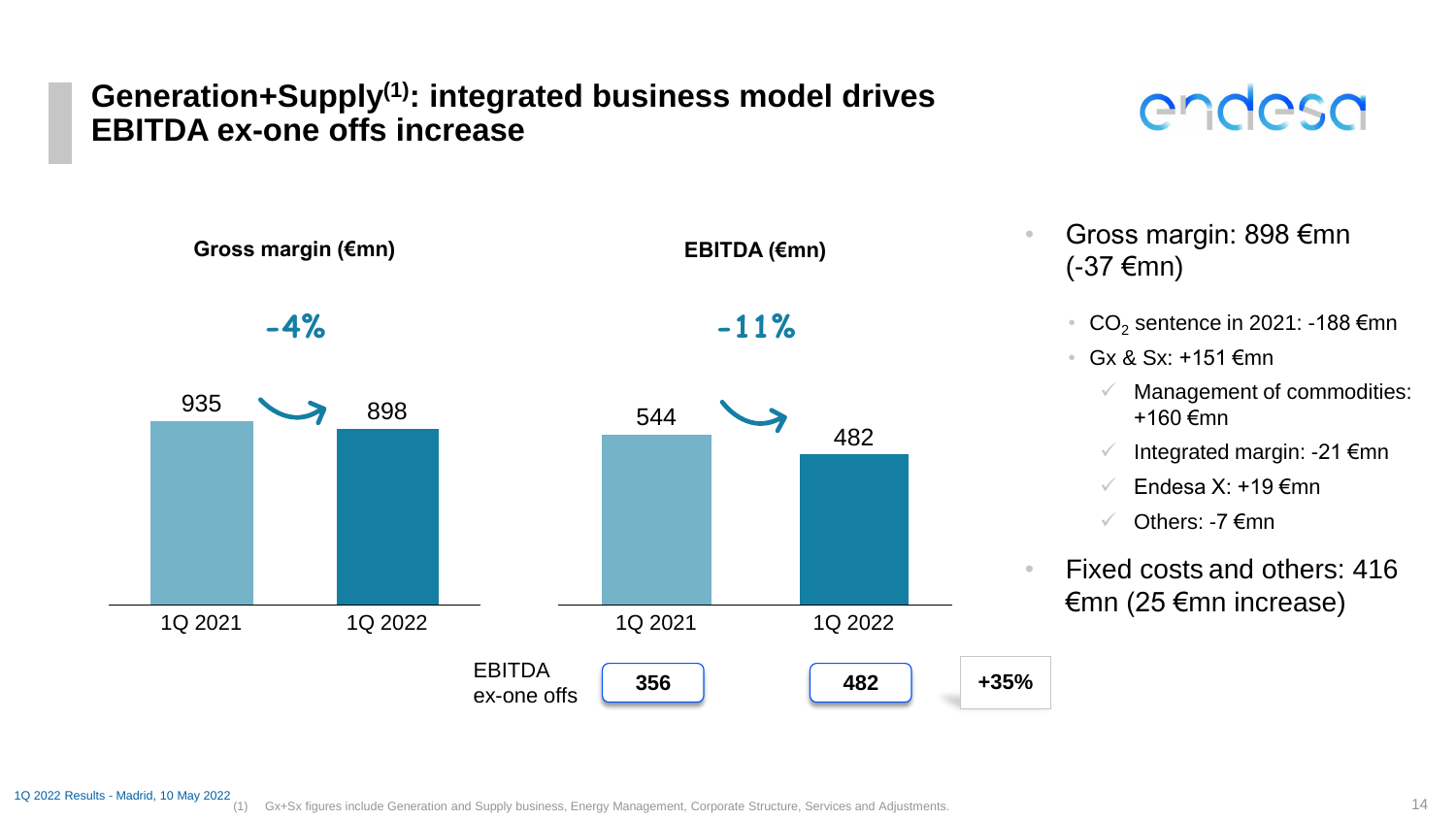# Generation+Supply[1]: integrated business model drives EBITDA ex-one offs increase

**Gross margin (€mn)**

-4%

| | 1Q 2021 | 1Q 2022 |
|---|---|---|
| Gross margin | 935 | 898 |

**EBITDA (€mn)**

-11%

| | 1Q 2021 | 1Q 2022 | |
|---|---|---|---|
| EBITDA | 544 | 482 | |
| EBITDA ex-one offs | 356 | 482 | +35% |

- Gross margin: 898 €mn (-37 €mn)
  - $CO_2$ sentence in 2021: -188 €mn
  - Gx & Sx: +151 €mn
    - ✓ Management of commodities: +160 €mn
    - ✓ Integrated margin: -21 €mn
    - ✓ Endesa X: +19 €mn
    - ✓ Others: -7 €mn
- Fixed costs and others: 416 €mn (25 €mn increase)

(1) Gx+Sx figures include Generation and Supply business, Energy Management, Corporate Structure, Services and Adjustments.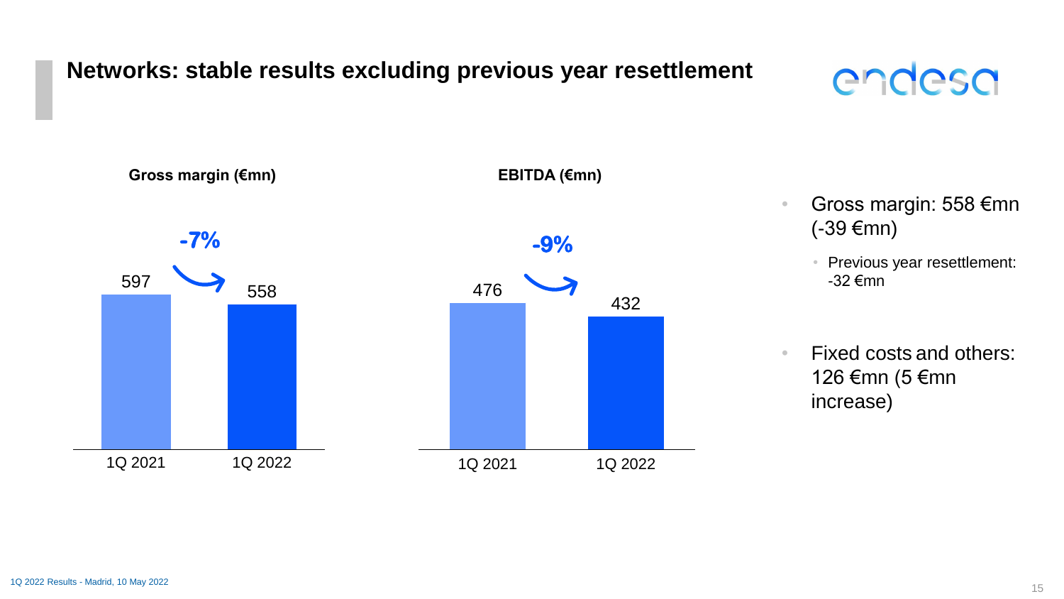# Networks: stable results excluding previous year resettlement

**Gross margin (€mn)**

| | 1Q 2021 | 1Q 2022 |
|---|---|---|
| Gross margin | 597 | 558 |
| Change | | -7% |

**EBITDA (€mn)**

| | 1Q 2021 | 1Q 2022 |
|---|---|---|
| EBITDA | 476 | 432 |
| Change | | -9% |

- Gross margin: 558 €mn (-39 €mn)
  - Previous year resettlement: -32 €mn
- Fixed costs and others: 126 €mn (5 €mn increase)

1Q 2022 Results - Madrid, 10 May 2022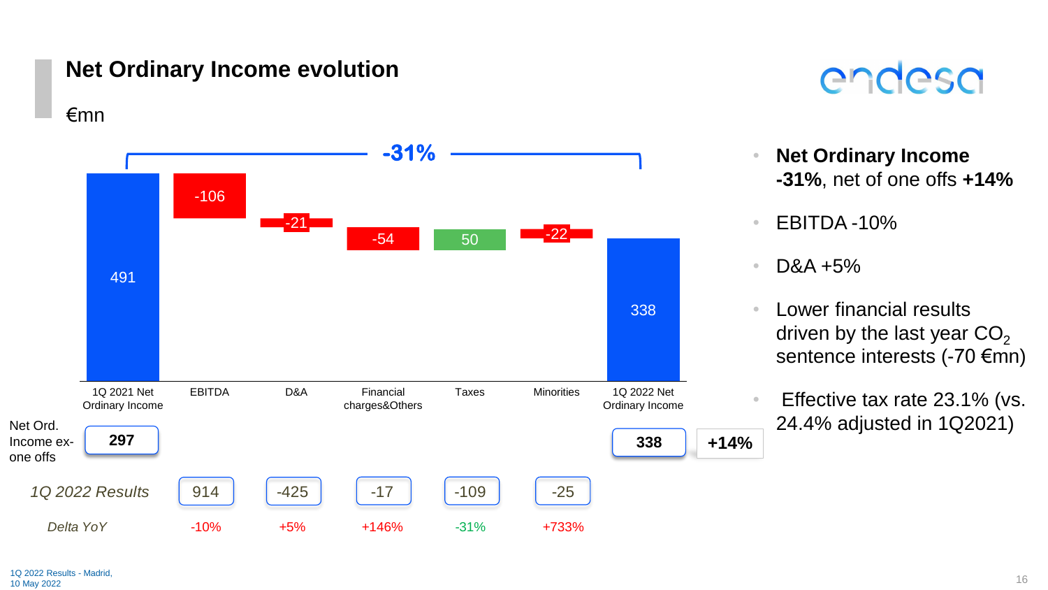# Net Ordinary Income evolution

€mn

-31%

| | 1Q 2021 Net Ordinary Income | EBITDA | D&A | Financial charges&Others | Taxes | Minorities | 1Q 2022 Net Ordinary Income | |
|---|---|---|---|---|---|---|---|---|
| | 491 | -106 | -21 | -54 | 50 | -22 | 338 | |
| Net Ord. Income ex-one offs | 297 | | | | | | 338 | +14% |
| *1Q 2022 Results* | | 914 | -425 | -17 | -109 | -25 | | |
| *Delta YoY* | | -10% | +5% | +146% | -31% | +733% | | |

- **Net Ordinary Income -31%**, net of one offs **+14%**
- EBITDA -10%
- D&A +5%
- Lower financial results driven by the last year $CO_2$ sentence interests (-70 €mn)
- Effective tax rate 23.1% (vs. 24.4% adjusted in 1Q2021)

1Q 2022 Results - Madrid, 10 May 2022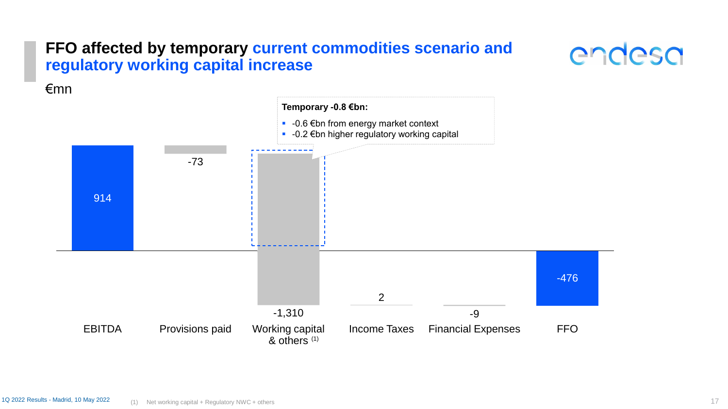# FFO affected by temporary current commodities scenario and regulatory working capital increase

€mn

**Temporary -0.8 €bn:**

- -0.6 €bn from energy market context
- -0.2 €bn higher regulatory working capital

| EBITDA | Provisions paid | Working capital & others (1) | Income Taxes | Financial Expenses | FFO |
|---|---|---|---|---|---|
| 914 | -73 | -1,310 | 2 | -9 | -476 |

1Q 2022 Results - Madrid, 10 May 2022

(1) Net working capital + Regulatory NWC + others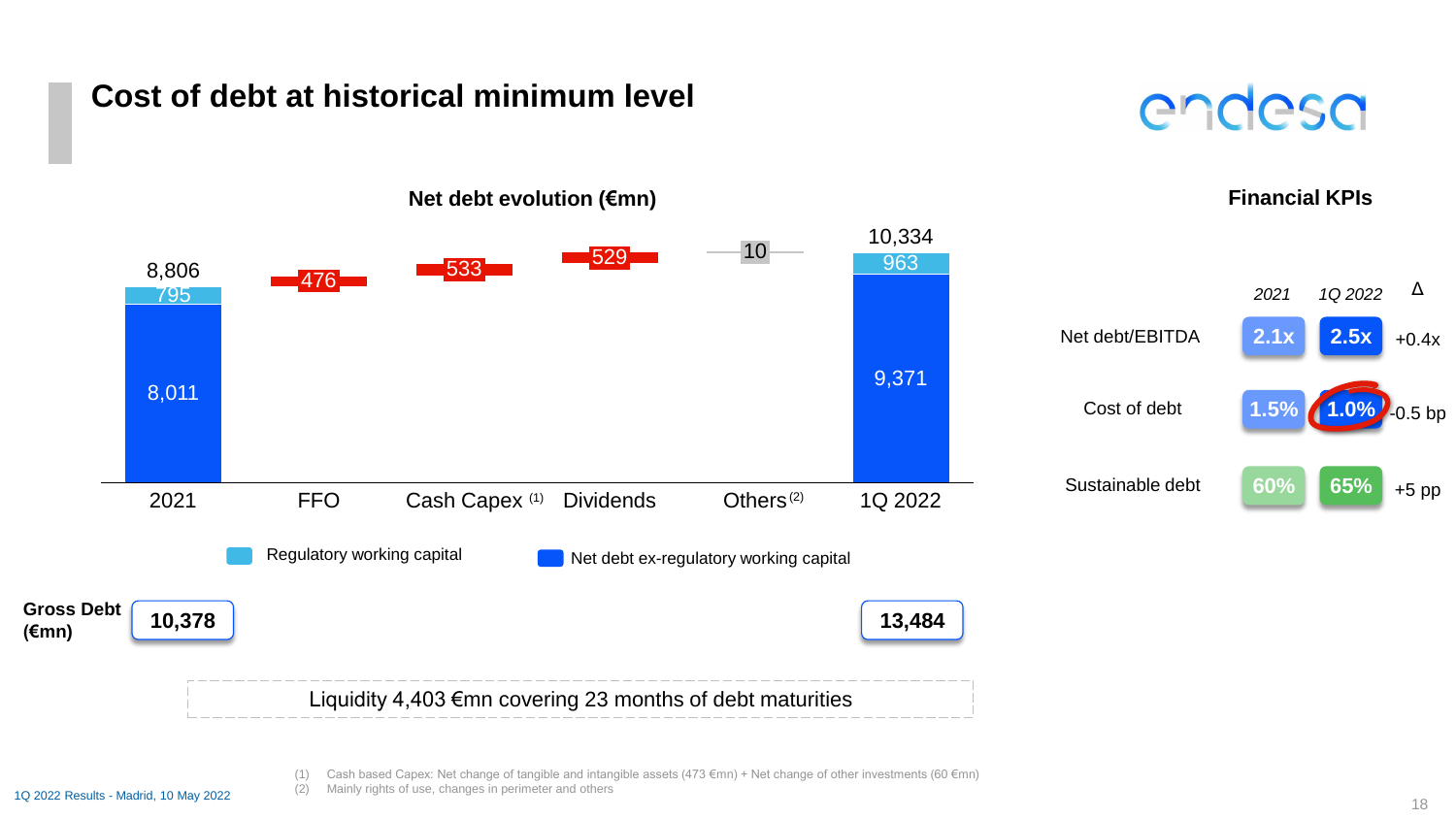# Cost of debt at historical minimum level

## Net debt evolution (€mn)

| | 2021 | FFO | Cash Capex [1] | Dividends | Others [2] | 1Q 2022 |
|---|---|---|---|---|---|---|
| Total | 8,806 | 476 | 533 | 529 | 10 | 10,334 |
| Regulatory working capital | 795 | | | | | 963 |
| Net debt ex-regulatory working capital | 8,011 | | | | | 9,371 |

| | 2021 | 1Q 2022 |
|---|---|---|
| **Gross Debt (€mn)** | **10,378** | **13,484** |

Liquidity 4,403 €mn covering 23 months of debt maturities

## Financial KPIs

| | *2021* | *1Q 2022* | Δ |
|---|---|---|---|
| Net debt/EBITDA | 2.1x | 2.5x | +0.4x |
| Cost of debt | 1.5% | 1.0% | -0.5 bp |
| Sustainable debt | 60% | 65% | +5 pp |

(1) Cash based Capex: Net change of tangible and intangible assets (473 €mn) + Net change of other investments (60 €mn)
(2) Mainly rights of use, changes in perimeter and others

1Q 2022 Results - Madrid, 10 May 2022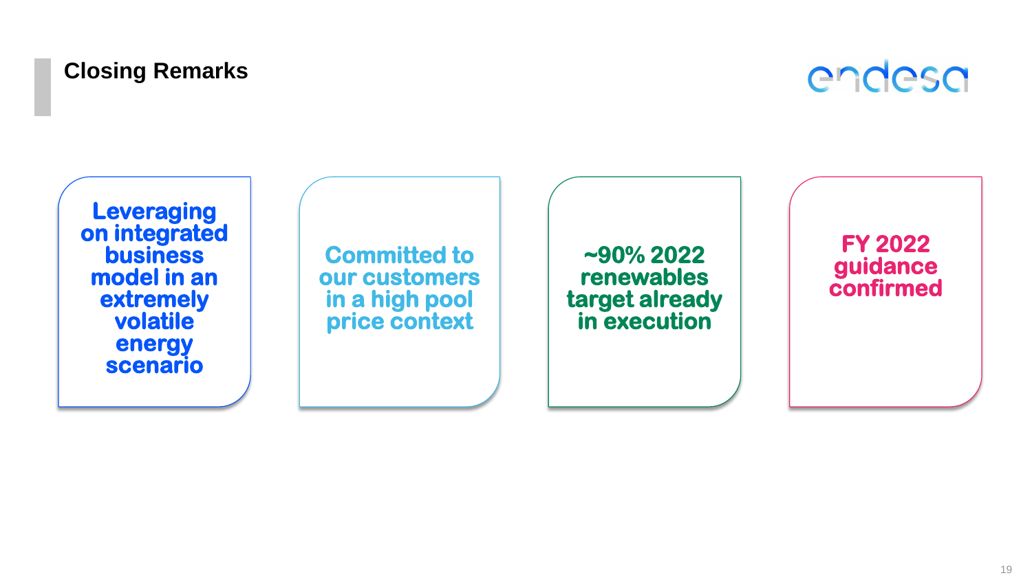## Closing Remarks

**Leveraging on integrated business model in an extremely volatile energy scenario**

**Committed to our customers in a high pool price context**

**~90% 2022 renewables target already in execution**

**FY 2022 guidance confirmed**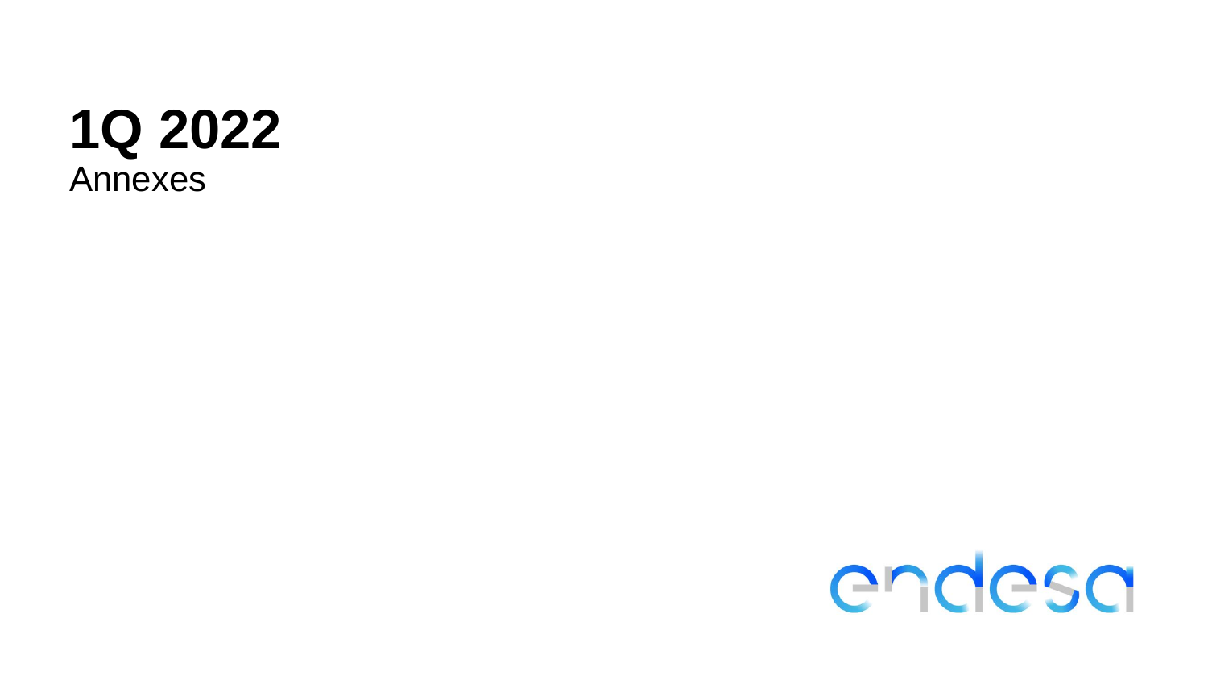# 1Q 2022

Annexes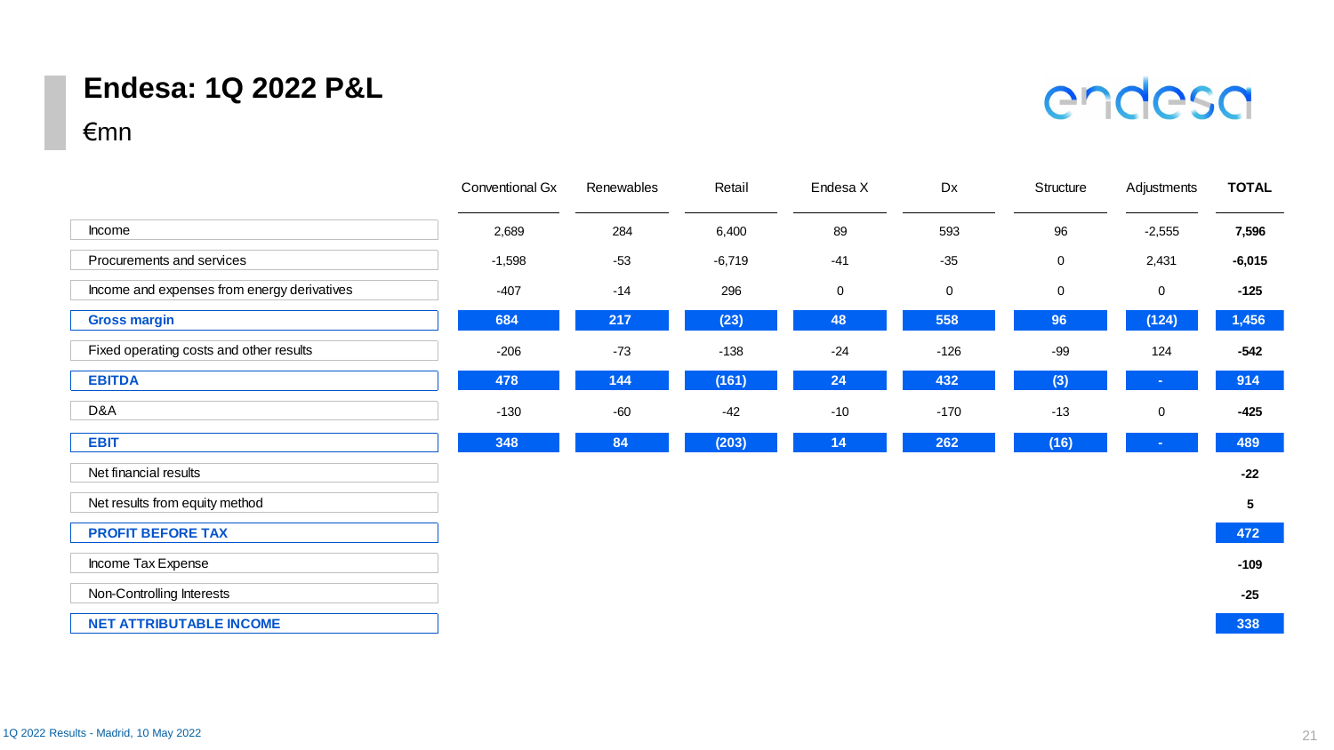# Endesa: 1Q 2022 P&L

€mn

| | Conventional Gx | Renewables | Retail | Endesa X | Dx | Structure | Adjustments | TOTAL |
|---|---|---|---|---|---|---|---|---|
| Income | 2,689 | 284 | 6,400 | 89 | 593 | 96 | -2,555 | **7,596** |
| Procurements and services | -1,598 | -53 | -6,719 | -41 | -35 | 0 | 2,431 | **-6,015** |
| Income and expenses from energy derivatives | -407 | -14 | 296 | 0 | 0 | 0 | 0 | **-125** |
| **Gross margin** | **684** | **217** | **(23)** | **48** | **558** | **96** | **(124)** | **1,456** |
| Fixed operating costs and other results | -206 | -73 | -138 | -24 | -126 | -99 | 124 | **-542** |
| **EBITDA** | **478** | **144** | **(161)** | **24** | **432** | **(3)** | **-** | **914** |
| D&A | -130 | -60 | -42 | -10 | -170 | -13 | 0 | **-425** |
| **EBIT** | **348** | **84** | **(203)** | **14** | **262** | **(16)** | **-** | **489** |
| Net financial results | | | | | | | | **-22** |
| Net results from equity method | | | | | | | | **5** |
| **PROFIT BEFORE TAX** | | | | | | | | **472** |
| Income Tax Expense | | | | | | | | **-109** |
| Non-Controlling Interests | | | | | | | | **-25** |
| **NET ATTRIBUTABLE INCOME** | | | | | | | | **338** |

1Q 2022 Results - Madrid, 10 May 2022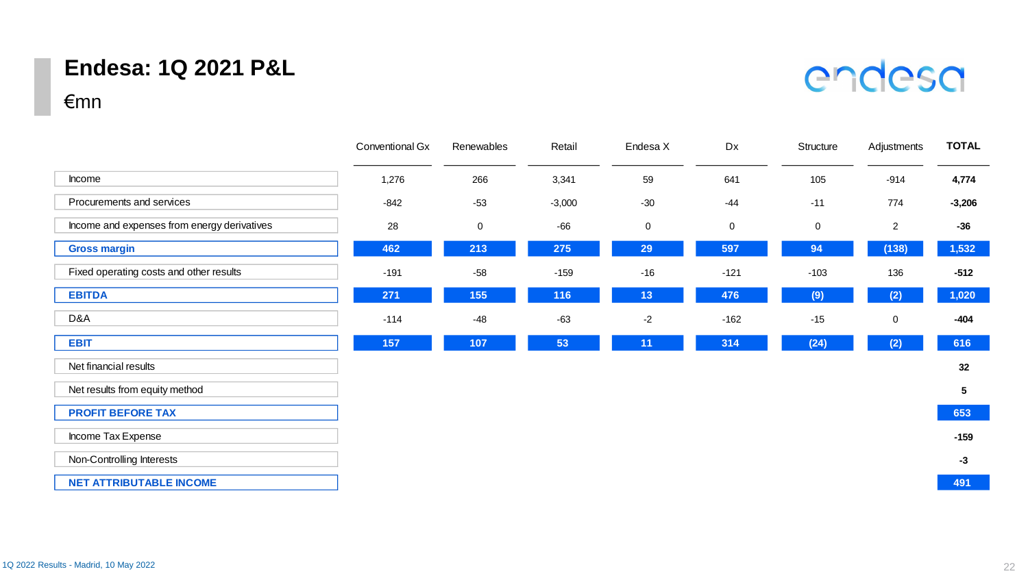# Endesa: 1Q 2021 P&L

€mn

| | Conventional Gx | Renewables | Retail | Endesa X | Dx | Structure | Adjustments | TOTAL |
|---|---|---|---|---|---|---|---|---|
| Income | 1,276 | 266 | 3,341 | 59 | 641 | 105 | -914 | **4,774** |
| Procurements and services | -842 | -53 | -3,000 | -30 | -44 | -11 | 774 | **-3,206** |
| Income and expenses from energy derivatives | 28 | 0 | -66 | 0 | 0 | 0 | 2 | **-36** |
| **Gross margin** | **462** | **213** | **275** | **29** | **597** | **94** | **(138)** | **1,532** |
| Fixed operating costs and other results | -191 | -58 | -159 | -16 | -121 | -103 | 136 | **-512** |
| **EBITDA** | **271** | **155** | **116** | **13** | **476** | **(9)** | **(2)** | **1,020** |
| D&A | -114 | -48 | -63 | -2 | -162 | -15 | 0 | **-404** |
| **EBIT** | **157** | **107** | **53** | **11** | **314** | **(24)** | **(2)** | **616** |
| Net financial results | | | | | | | | **32** |
| Net results from equity method | | | | | | | | **5** |
| **PROFIT BEFORE TAX** | | | | | | | | **653** |
| Income Tax Expense | | | | | | | | **-159** |
| Non-Controlling Interests | | | | | | | | **-3** |
| **NET ATTRIBUTABLE INCOME** | | | | | | | | **491** |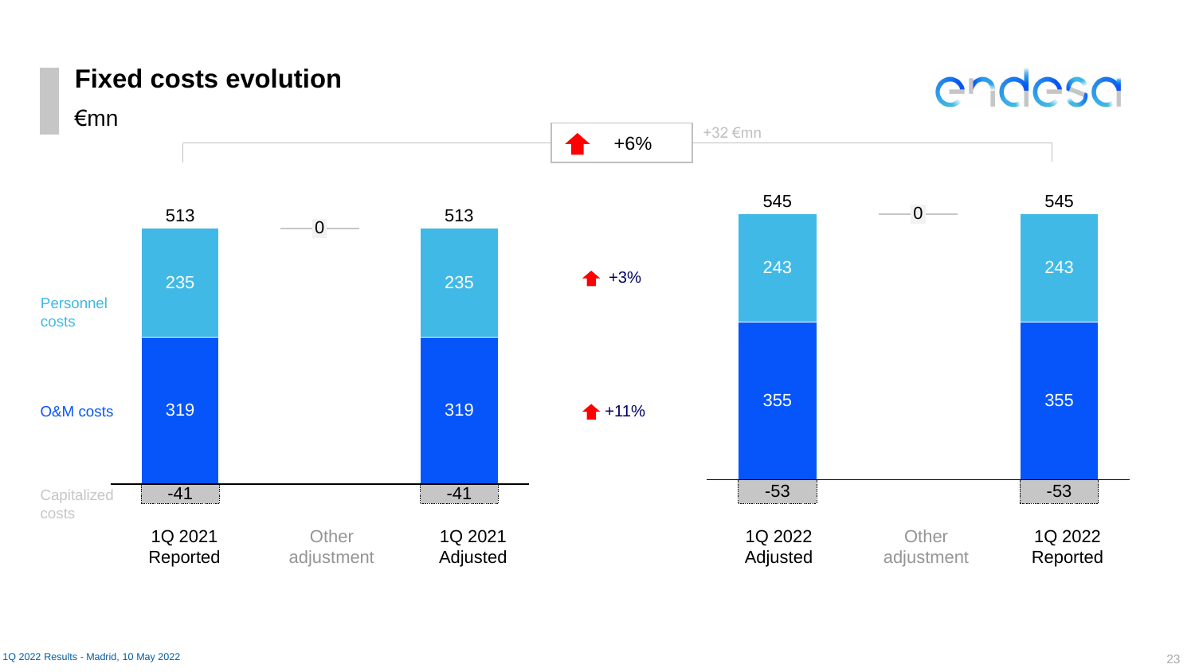# Fixed costs evolution

€mn

+6% (+32 €mn)

| | 1Q 2021 Reported | Other adjustment | 1Q 2021 Adjusted | Change | 1Q 2022 Adjusted | Other adjustment | 1Q 2022 Reported |
|---|---|---|---|---|---|---|---|
| Total | 513 | 0 | 513 | +6% | 545 | 0 | 545 |
| Personnel costs | 235 | | 235 | +3% | 243 | | 243 |
| O&M costs | 319 | | 319 | +11% | 355 | | 355 |
| Capitalized costs | -41 | | -41 | | -53 | | -53 |

1Q 2022 Results - Madrid, 10 May 2022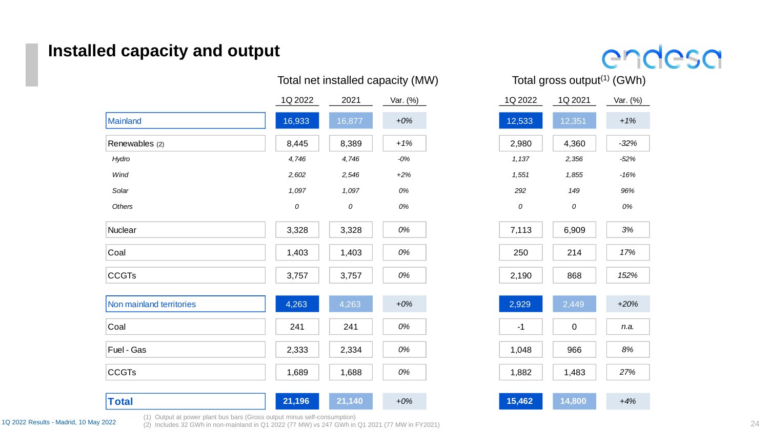# Installed capacity and output

| | Total net installed capacity (MW) | | | Total gross output[1] (GWh) | | |
|---|---|---|---|---|---|---|
| | 1Q 2022 | 2021 | Var. (%) | 1Q 2022 | 1Q 2021 | Var. (%) |
| Mainland | 16,933 | 16,877 | +0% | 12,533 | 12,351 | +1% |
| Renewables (2) | 8,445 | 8,389 | +1% | 2,980 | 4,360 | -32% |
| *Hydro* | *4,746* | *4,746* | *-0%* | *1,137* | *2,356* | *-52%* |
| *Wind* | *2,602* | *2,546* | *+2%* | *1,551* | *1,855* | *-16%* |
| *Solar* | *1,097* | *1,097* | *0%* | *292* | *149* | *96%* |
| *Others* | *0* | *0* | *0%* | *0* | *0* | *0%* |
| Nuclear | 3,328 | 3,328 | 0% | 7,113 | 6,909 | 3% |
| Coal | 1,403 | 1,403 | 0% | 250 | 214 | 17% |
| CCGTs | 3,757 | 3,757 | 0% | 2,190 | 868 | 152% |
| Non mainland territories | 4,263 | 4,263 | +0% | 2,929 | 2,449 | +20% |
| Coal | 241 | 241 | 0% | -1 | 0 | n.a. |
| Fuel - Gas | 2,333 | 2,334 | 0% | 1,048 | 966 | 8% |
| CCGTs | 1,689 | 1,688 | 0% | 1,882 | 1,483 | 27% |
| **Total** | **21,196** | **21,140** | +0% | **15,462** | **14,800** | +4% |

(1) Output at power plant bus bars (Gross output minus self-consumption)
(2) Includes 32 GWh in non-mainland in Q1 2022 (77 MW) vs 247 GWh in Q1 2021 (77 MW in FY2021)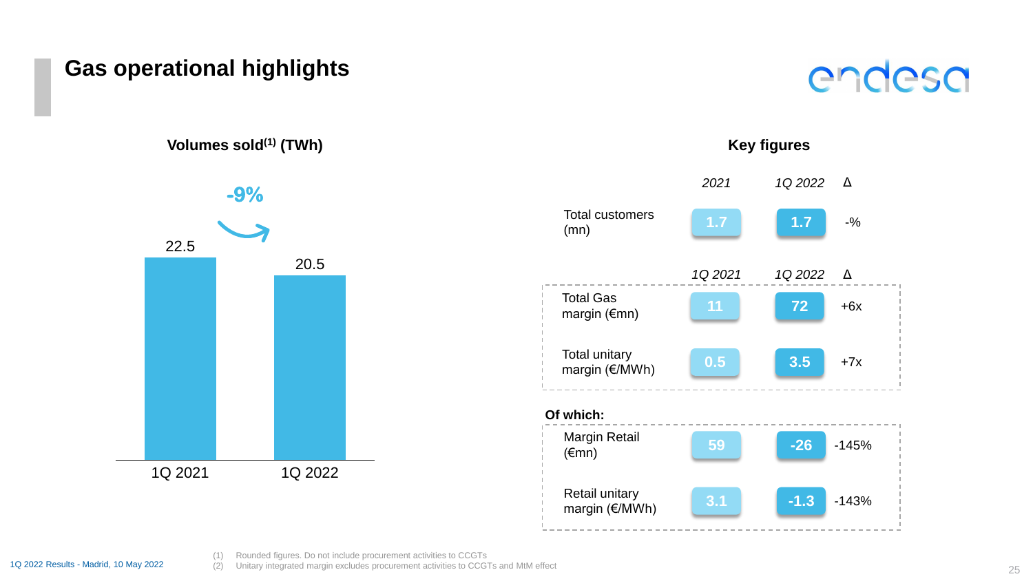# Gas operational highlights

## Volumes sold(1) (TWh)

| | 1Q 2021 | 1Q 2022 |
|---|---|---|
| Volumes sold (TWh) | 22.5 | 20.5 |

-9%

## Key figures

| | 2021 | 1Q 2022 | Δ |
|---|---|---|---|
| Total customers (mn) | 1.7 | 1.7 | -% |

| | 1Q 2021 | 1Q 2022 | Δ |
|---|---|---|---|
| Total Gas margin (€mn) | 11 | 72 | +6x |
| Total unitary margin (€/MWh) | 0.5 | 3.5 | +7x |
| **Of which:** | | | |
| Margin Retail (€mn) | 59 | -26 | -145% |
| Retail unitary margin (€/MWh) | 3.1 | -1.3 | -143% |

(1) Rounded figures. Do not include procurement activities to CCGTs
(2) Unitary integrated margin excludes procurement activities to CCGTs and MtM effect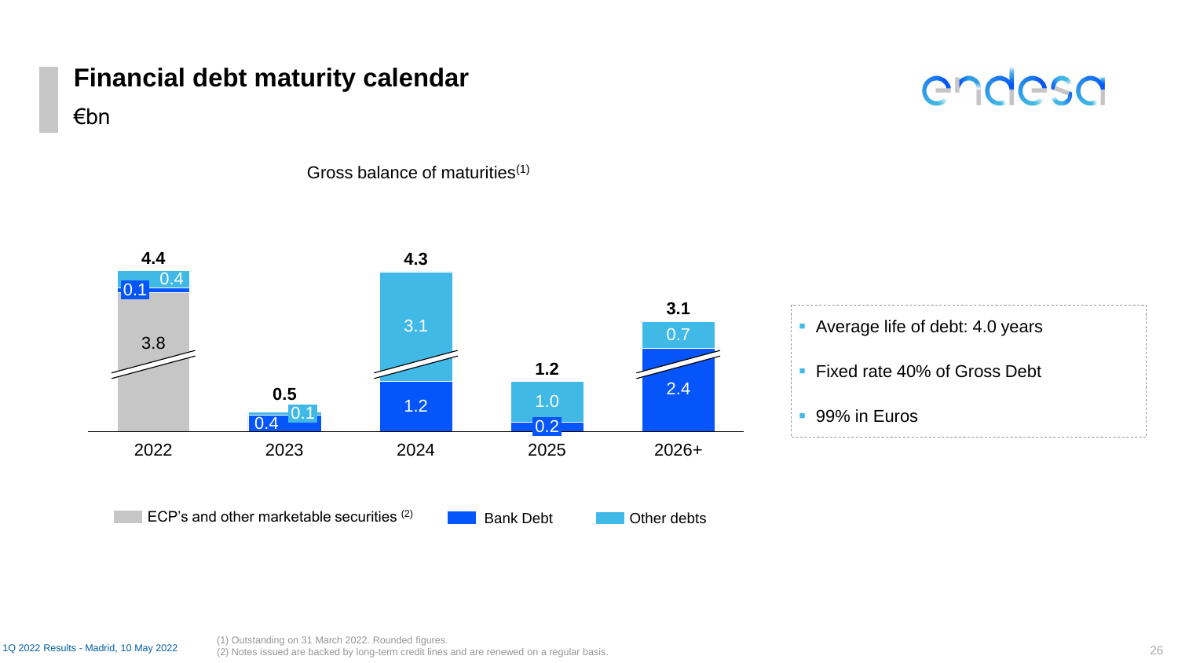# Financial debt maturity calendar

€bn

Gross balance of maturities(1)

| | 2022 | 2023 | 2024 | 2025 | 2026+ |
|---|---|---|---|---|---|
| ECP's and other marketable securities (2) | 3.8 | | | | |
| Bank Debt | 0.1 | 0.4 | 1.2 | 0.2 | 2.4 |
| Other debts | 0.4 | 0.1 | 3.1 | 1.0 | 0.7 |
| **Total** | **4.4** | **0.5** | **4.3** | **1.2** | **3.1** |

- Average life of debt: 4.0 years
- Fixed rate 40% of Gross Debt
- 99% in Euros

1Q 2022 Results - Madrid, 10 May 2022

(1) Outstanding on 31 March 2022. Rounded figures.
(2) Notes issued are backed by long-term credit lines and are renewed on a regular basis.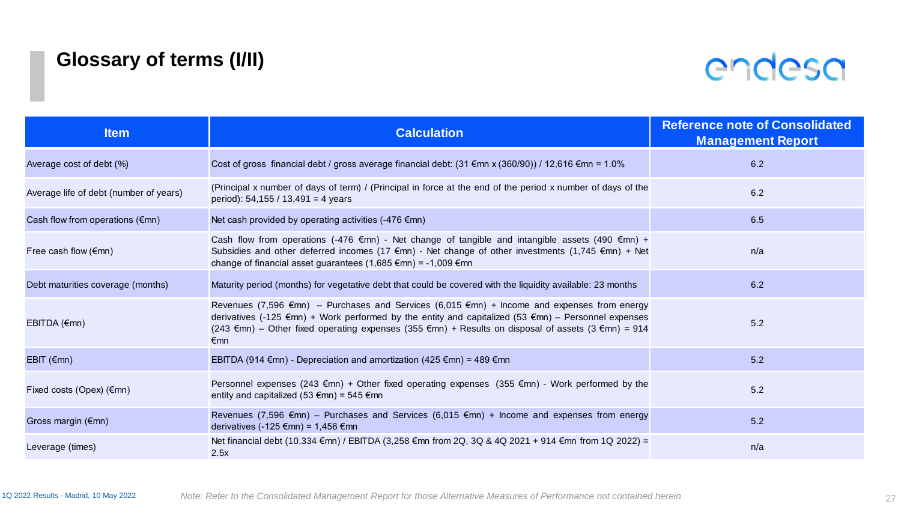# Glossary of terms (I/II)

| Item | Calculation | Reference note of Consolidated Management Report |
|---|---|---|
| Average cost of debt (%) | Cost of gross financial debt / gross average financial debt: (31 €mn x (360/90)) / 12,616 €mn = 1.0% | 6.2 |
| Average life of debt (number of years) | (Principal x number of days of term) / (Principal in force at the end of the period x number of days of the period): 54,155 / 13,491 = 4 years | 6.2 |
| Cash flow from operations (€mn) | Net cash provided by operating activities (-476 €mn) | 6.5 |
| Free cash flow (€mn) | Cash flow from operations (-476 €mn) - Net change of tangible and intangible assets (490 €mn) + Subsidies and other deferred incomes (17 €mn) - Net change of other investments (1,745 €mn) + Net change of financial asset guarantees (1,685 €mn) = -1,009 €mn | n/a |
| Debt maturities coverage (months) | Maturity period (months) for vegetative debt that could be covered with the liquidity available: 23 months | 6.2 |
| EBITDA (€mn) | Revenues (7,596 €mn) – Purchases and Services (6,015 €mn) + Income and expenses from energy derivatives (-125 €mn) + Work performed by the entity and capitalized (53 €mn) – Personnel expenses (243 €mn) – Other fixed operating expenses (355 €mn) + Results on disposal of assets (3 €mn) = 914 €mn | 5.2 |
| EBIT (€mn) | EBITDA (914 €mn) - Depreciation and amortization (425 €mn) = 489 €mn | 5.2 |
| Fixed costs (Opex) (€mn) | Personnel expenses (243 €mn) + Other fixed operating expenses (355 €mn) - Work performed by the entity and capitalized (53 €mn) = 545 €mn | 5.2 |
| Gross margin (€mn) | Revenues (7,596 €mn) – Purchases and Services (6,015 €mn) + Income and expenses from energy derivatives (-125 €mn) = 1,456 €mn | 5.2 |
| Leverage (times) | Net financial debt (10,334 €mn) / EBITDA (3,258 €mn from 2Q, 3Q & 4Q 2021 + 914 €mn from 1Q 2022) = 2.5x | n/a |

1Q 2022 Results - Madrid, 10 May 2022

*Note: Refer to the Consolidated Management Report for those Alternative Measures of Performance not contained herein*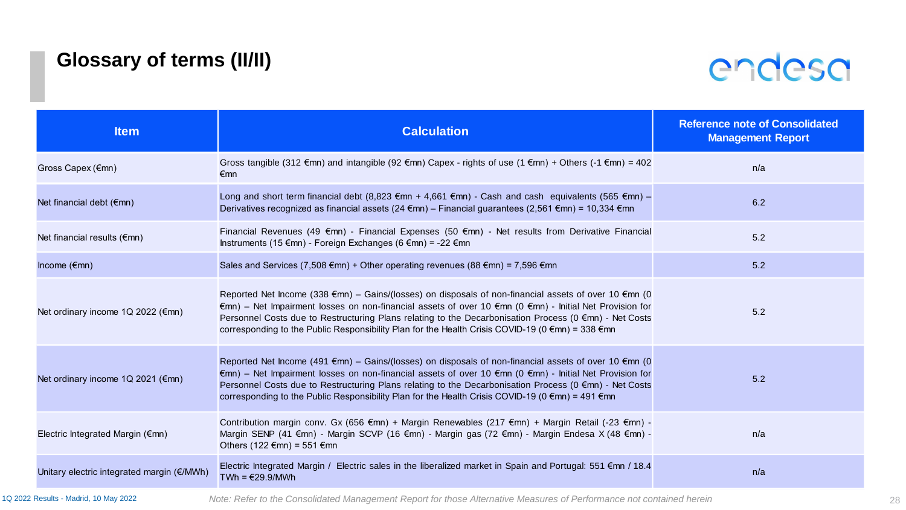## Glossary of terms (II/II)

| Item | Calculation | Reference note of Consolidated Management Report |
|---|---|---|
| Gross Capex (€mn) | Gross tangible (312 €mn) and intangible (92 €mn) Capex - rights of use (1 €mn) + Others (-1 €mn) = 402 €mn | n/a |
| Net financial debt (€mn) | Long and short term financial debt (8,823 €mn + 4,661 €mn) - Cash and cash equivalents (565 €mn) – Derivatives recognized as financial assets (24 €mn) – Financial guarantees (2,561 €mn) = 10,334 €mn | 6.2 |
| Net financial results (€mn) | Financial Revenues (49 €mn) - Financial Expenses (50 €mn) - Net results from Derivative Financial Instruments (15 €mn) - Foreign Exchanges (6 €mn) = -22 €mn | 5.2 |
| Income (€mn) | Sales and Services (7,508 €mn) + Other operating revenues (88 €mn) = 7,596 €mn | 5.2 |
| Net ordinary income 1Q 2022 (€mn) | Reported Net Income (338 €mn) – Gains/(losses) on disposals of non-financial assets of over 10 €mn (0 €mn) – Net Impairment losses on non-financial assets of over 10 €mn (0 €mn) - Initial Net Provision for Personnel Costs due to Restructuring Plans relating to the Decarbonisation Process (0 €mn) - Net Costs corresponding to the Public Responsibility Plan for the Health Crisis COVID-19 (0 €mn) = 338 €mn | 5.2 |
| Net ordinary income 1Q 2021 (€mn) | Reported Net Income (491 €mn) – Gains/(losses) on disposals of non-financial assets of over 10 €mn (0 €mn) – Net Impairment losses on non-financial assets of over 10 €mn (0 €mn) - Initial Net Provision for Personnel Costs due to Restructuring Plans relating to the Decarbonisation Process (0 €mn) - Net Costs corresponding to the Public Responsibility Plan for the Health Crisis COVID-19 (0 €mn) = 491 €mn | 5.2 |
| Electric Integrated Margin (€mn) | Contribution margin conv. Gx (656 €mn) + Margin Renewables (217 €mn) + Margin Retail (-23 €mn) - Margin SENP (41 €mn) - Margin SCVP (16 €mn) - Margin gas (72 €mn) - Margin Endesa X (48 €mn) - Others (122 €mn) = 551 €mn | n/a |
| Unitary electric integrated margin (€/MWh) | Electric Integrated Margin / Electric sales in the liberalized market in Spain and Portugal: 551 €mn / 18.4 TWh = €29.9/MWh | n/a |

*Note: Refer to the Consolidated Management Report for those Alternative Measures of Performance not contained herein*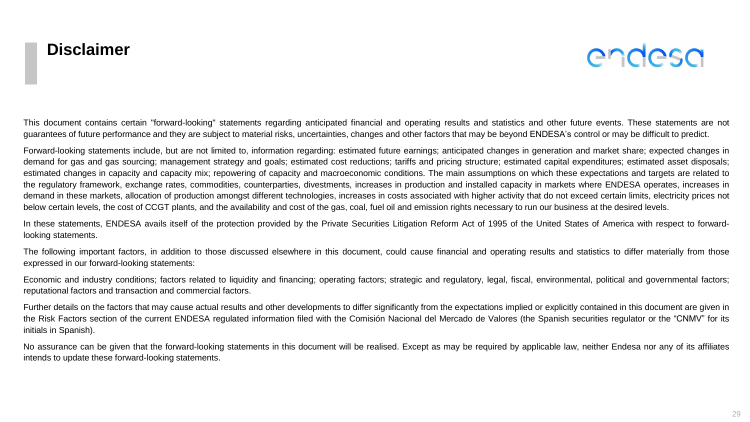# Disclaimer

This document contains certain "forward-looking" statements regarding anticipated financial and operating results and statistics and other future events. These statements are not guarantees of future performance and they are subject to material risks, uncertainties, changes and other factors that may be beyond ENDESA's control or may be difficult to predict.

Forward-looking statements include, but are not limited to, information regarding: estimated future earnings; anticipated changes in generation and market share; expected changes in demand for gas and gas sourcing; management strategy and goals; estimated cost reductions; tariffs and pricing structure; estimated capital expenditures; estimated asset disposals; estimated changes in capacity and capacity mix; repowering of capacity and macroeconomic conditions. The main assumptions on which these expectations and targets are related to the regulatory framework, exchange rates, commodities, counterparties, divestments, increases in production and installed capacity in markets where ENDESA operates, increases in demand in these markets, allocation of production amongst different technologies, increases in costs associated with higher activity that do not exceed certain limits, electricity prices not below certain levels, the cost of CCGT plants, and the availability and cost of the gas, coal, fuel oil and emission rights necessary to run our business at the desired levels.

In these statements, ENDESA avails itself of the protection provided by the Private Securities Litigation Reform Act of 1995 of the United States of America with respect to forward-looking statements.

The following important factors, in addition to those discussed elsewhere in this document, could cause financial and operating results and statistics to differ materially from those expressed in our forward-looking statements:

Economic and industry conditions; factors related to liquidity and financing; operating factors; strategic and regulatory, legal, fiscal, environmental, political and governmental factors; reputational factors and transaction and commercial factors.

Further details on the factors that may cause actual results and other developments to differ significantly from the expectations implied or explicitly contained in this document are given in the Risk Factors section of the current ENDESA regulated information filed with the Comisión Nacional del Mercado de Valores (the Spanish securities regulator or the "CNMV" for its initials in Spanish).

No assurance can be given that the forward-looking statements in this document will be realised. Except as may be required by applicable law, neither Endesa nor any of its affiliates intends to update these forward-looking statements.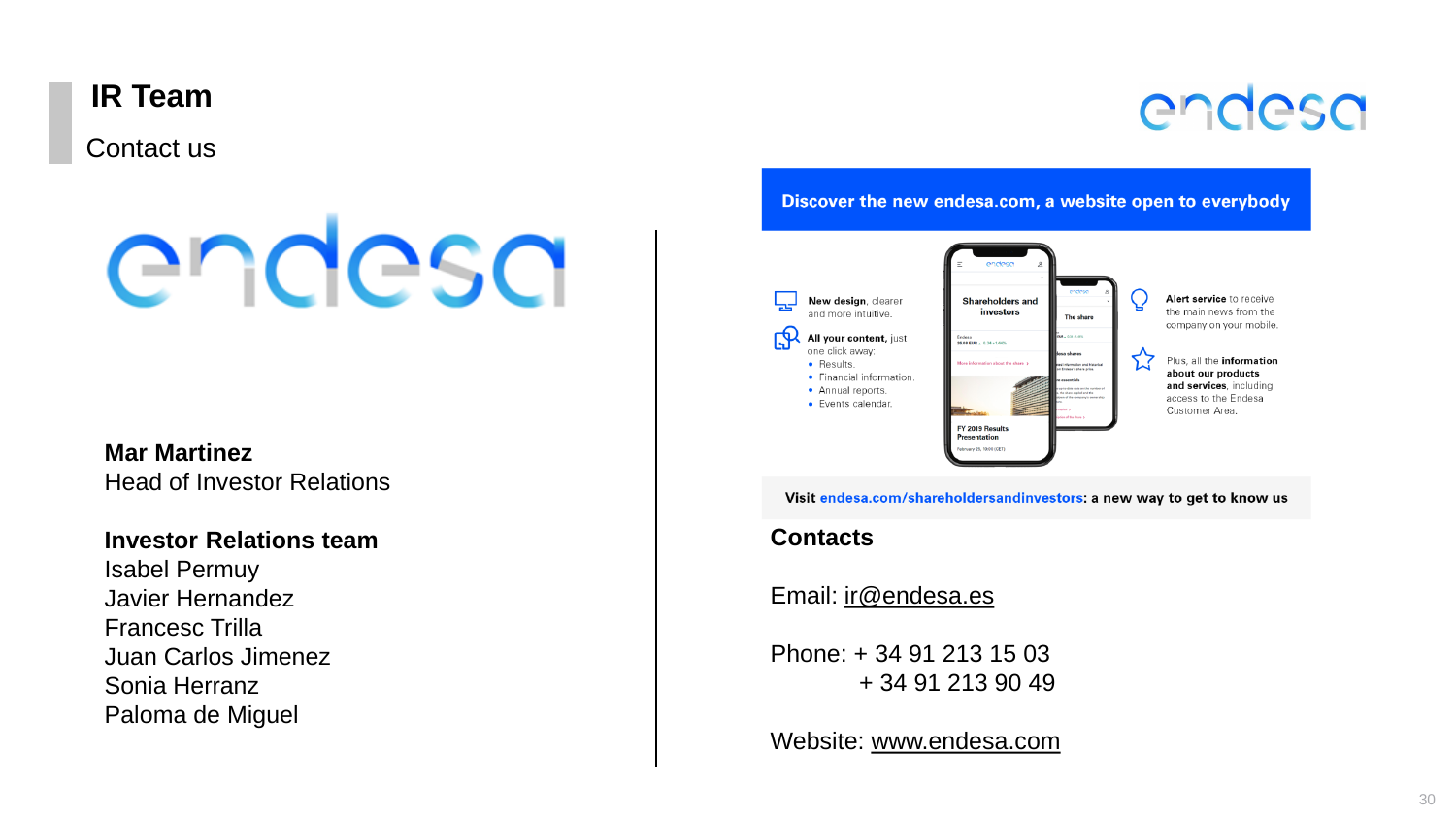# IR Team

Contact us

**Mar Martinez**
Head of Investor Relations

**Investor Relations team**
Isabel Permuy
Javier Hernandez
Francesc Trilla
Juan Carlos Jimenez
Sonia Herranz
Paloma de Miguel

**Discover the new endesa.com, a website open to everybody**

**New design**, clearer and more intuitive.

**All your content**, just one click away:

- Results.
- Financial information.
- Annual reports.
- Events calendar.

**Alert service** to receive the main news from the company on your mobile.

Plus, all the **information about our products and services**, including access to the Endesa Customer Area.

**Visit endesa.com/shareholdersandinvestors: a new way to get to know us**

## Contacts

Email: ir@endesa.es

Phone: + 34 91 213 15 03
+ 34 91 213 90 49

Website: www.endesa.com